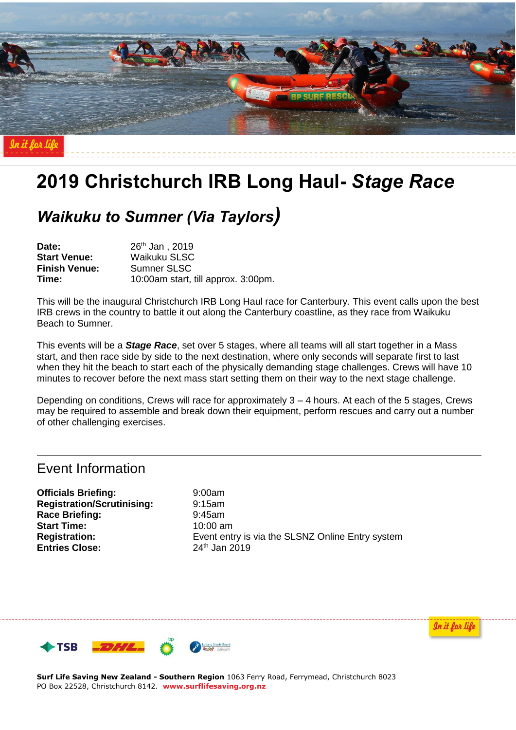# 2019 Christchurch IRB Long Haul- *Stage Race*

## *Waikuku to Sumner (Via Taylors)*

**Date:** 26th Jan , 2019
**Start Venue:** Waikuku SLSC
**Finish Venue:** Sumner SLSC
**Time:** 10:00am start, till approx. 3:00pm.

This will be the inaugural Christchurch IRB Long Haul race for Canterbury. This event calls upon the best IRB crews in the country to battle it out along the Canterbury coastline, as they race from Waikuku Beach to Sumner.

This events will be a ***Stage Race***, set over 5 stages, where all teams will all start together in a Mass start, and then race side by side to the next destination, where only seconds will separate first to last when they hit the beach to start each of the physically demanding stage challenges. Crews will have 10 minutes to recover before the next mass start setting them on their way to the next stage challenge.

Depending on conditions, Crews will race for approximately 3 – 4 hours. At each of the 5 stages, Crews may be required to assemble and break down their equipment, perform rescues and carry out a number of other challenging exercises.

## Event Information

**Officials Briefing:** 9:00am
**Registration/Scrutinising:** 9:15am
**Race Briefing:** 9:45am
**Start Time:** 10:00 am
**Registration:** Event entry is via the SLSNZ Online Entry system
**Entries Close:** 24th Jan 2019

**Surf Life Saving New Zealand - Southern Region** 1063 Ferry Road, Ferrymead, Christchurch 8023
PO Box 22528, Christchurch 8142. **www.surflifesaving.org.nz**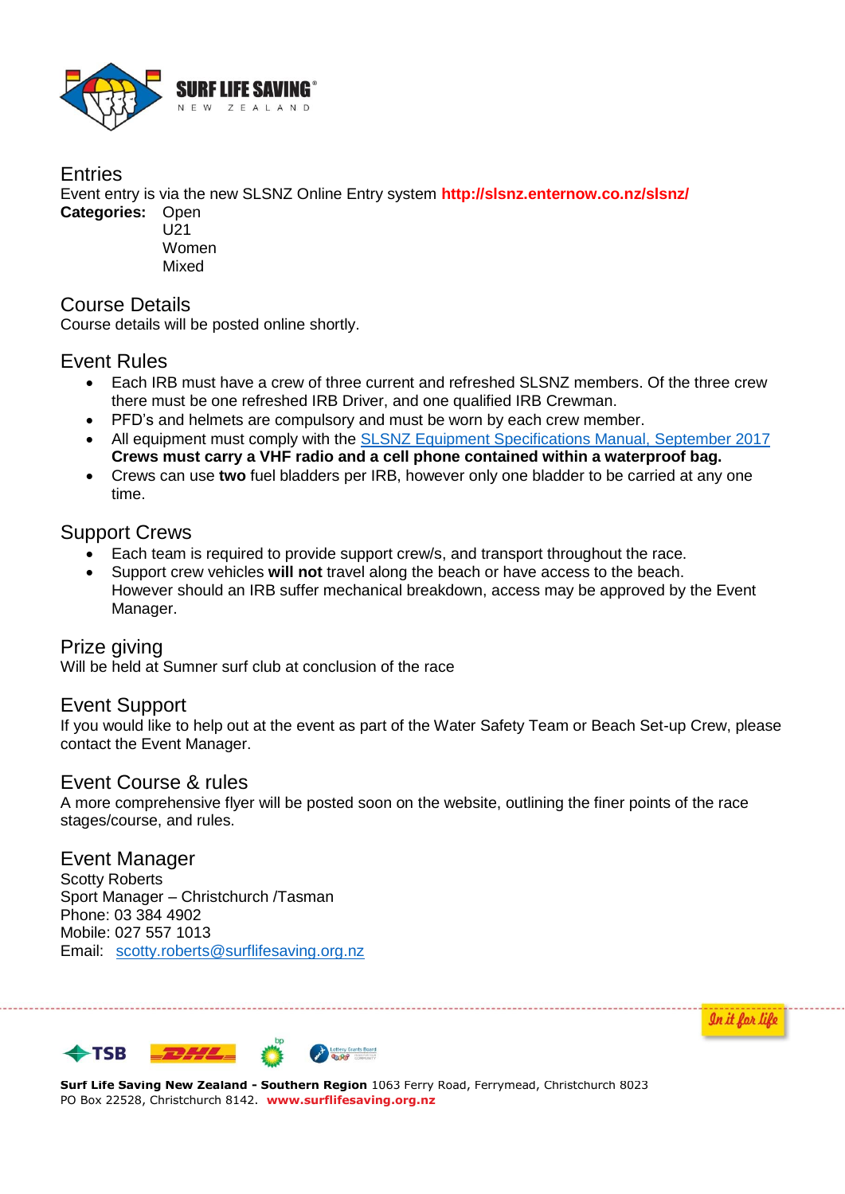## Entries

Event entry is via the new SLSNZ Online Entry system **http://slsnz.enternow.co.nz/slsnz/**

**Categories:** Open
U21
Women
Mixed

## Course Details

Course details will be posted online shortly.

## Event Rules

- Each IRB must have a crew of three current and refreshed SLSNZ members. Of the three crew there must be one refreshed IRB Driver, and one qualified IRB Crewman.
- PFD's and helmets are compulsory and must be worn by each crew member.
- All equipment must comply with the SLSNZ Equipment Specifications Manual, September 2017 **Crews must carry a VHF radio and a cell phone contained within a waterproof bag.**
- Crews can use **two** fuel bladders per IRB, however only one bladder to be carried at any one time.

## Support Crews

- Each team is required to provide support crew/s, and transport throughout the race.
- Support crew vehicles **will not** travel along the beach or have access to the beach. However should an IRB suffer mechanical breakdown, access may be approved by the Event Manager.

## Prize giving

Will be held at Sumner surf club at conclusion of the race

## Event Support

If you would like to help out at the event as part of the Water Safety Team or Beach Set-up Crew, please contact the Event Manager.

## Event Course & rules

A more comprehensive flyer will be posted soon on the website, outlining the finer points of the race stages/course, and rules.

## Event Manager

Scotty Roberts
Sport Manager – Christchurch /Tasman
Phone: 03 384 4902
Mobile: 027 557 1013
Email: scotty.roberts@surflifesaving.org.nz

**Surf Life Saving New Zealand - Southern Region** 1063 Ferry Road, Ferrymead, Christchurch 8023
PO Box 22528, Christchurch 8142. **www.surflifesaving.org.nz**